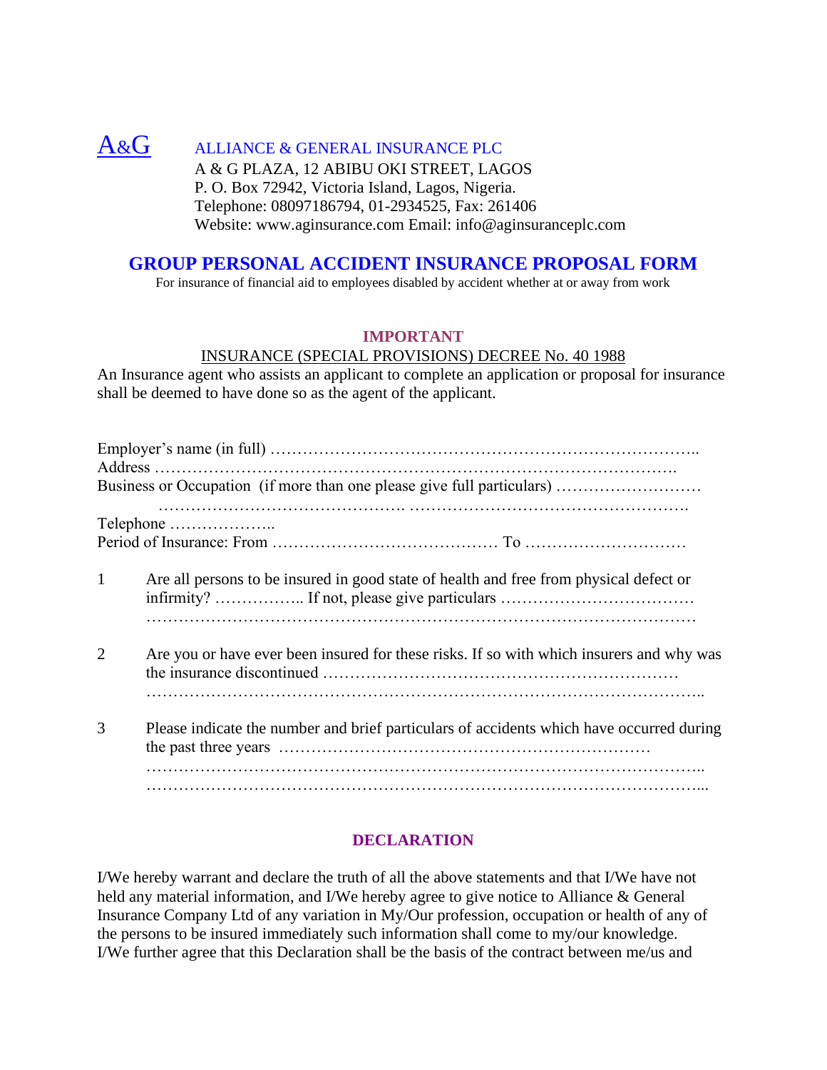A&G ALLIANCE & GENERAL INSURANCE PLC
A & G PLAZA, 12 ABIBU OKI STREET, LAGOS
P. O. Box 72942, Victoria Island, Lagos, Nigeria.
Telephone: 08097186794, 01-2934525, Fax: 261406
Website: www.aginsurance.com Email: info@aginsuranceplc.com

# GROUP PERSONAL ACCIDENT INSURANCE PROPOSAL FORM

For insurance of financial aid to employees disabled by accident whether at or away from work

## IMPORTANT

INSURANCE (SPECIAL PROVISIONS) DECREE No. 40 1988

An Insurance agent who assists an applicant to complete an application or proposal for insurance shall be deemed to have done so as the agent of the applicant.

Employer's name (in full) …………………………………………………………………..
Address ……………………………………………………………………………………….
Business or Occupation (if more than one please give full particulars) ……………………….
………………………………………. …………………………………………….
Telephone ………………..
Period of Insurance: From …………………………………… To …………………………

1. Are all persons to be insured in good state of health and free from physical defect or infirmity? …………….. If not, please give particulars ………………………………
………………………………………………………………………………………

2. Are you or have ever been insured for these risks. If so with which insurers and why was the insurance discontinued ……………………………………………………
………………………………………………………………………………………..

3. Please indicate the number and brief particulars of accidents which have occurred during the past three years …………………………………………………………
………………………………………………………………………………………..
………………………………………………………………………………………...

## DECLARATION

I/We hereby warrant and declare the truth of all the above statements and that I/We have not held any material information, and I/We hereby agree to give notice to Alliance & General Insurance Company Ltd of any variation in My/Our profession, occupation or health of any of the persons to be insured immediately such information shall come to my/our knowledge. I/We further agree that this Declaration shall be the basis of the contract between me/us and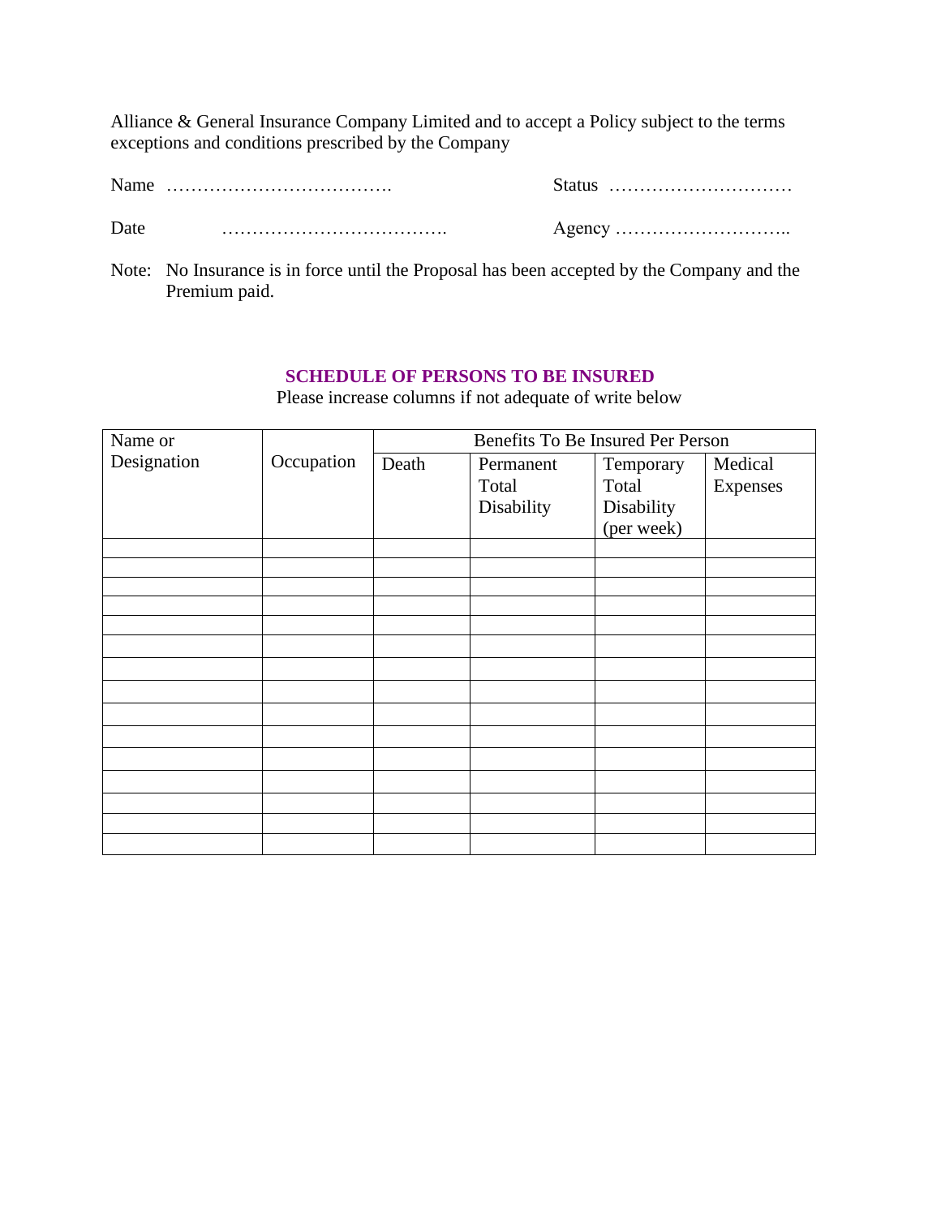Alliance & General Insurance Company Limited and to accept a Policy subject to the terms exceptions and conditions prescribed by the Company

Name ……………………………….                    Status …………………………

Date ……………………………….                    Agency ………………………..

Note: No Insurance is in force until the Proposal has been accepted by the Company and the Premium paid.

## SCHEDULE OF PERSONS TO BE INSURED

Please increase columns if not adequate of write below

| Name or Designation | Occupation | Benefits To Be Insured Per Person | | | |
|---|---|---|---|---|---|
| | | Death | Permanent Total Disability | Temporary Total Disability (per week) | Medical Expenses |
| | | | | | |
| | | | | | |
| | | | | | |
| | | | | | |
| | | | | | |
| | | | | | |
| | | | | | |
| | | | | | |
| | | | | | |
| | | | | | |
| | | | | | |
| | | | | | |
| | | | | | |
| | | | | | |
| | | | | | |